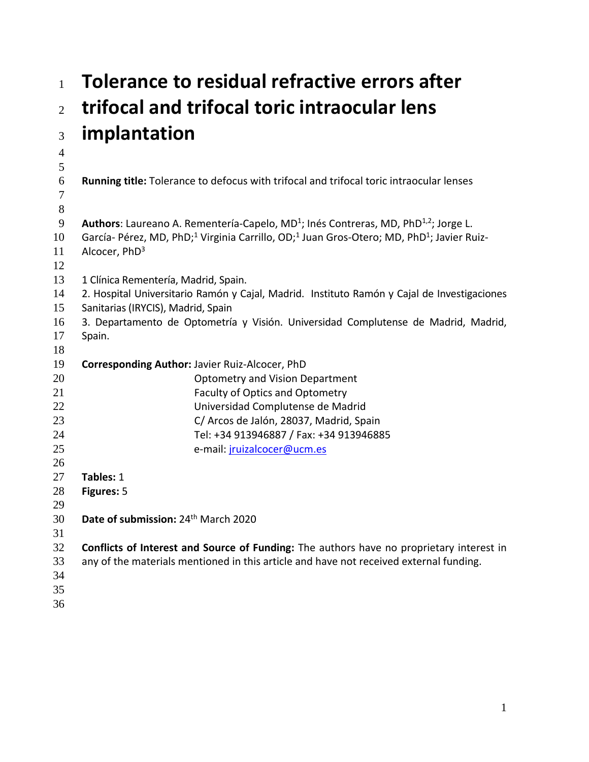# Tolerance to residual refractive errors after trifocal and trifocal toric intraocular lens implantation

**Running title:** Tolerance to defocus with trifocal and trifocal toric intraocular lenses

**Authors**: Laureano A. Rementería-Capelo, MD[1]; Inés Contreras, MD, PhD[1,2]; Jorge L. García- Pérez, MD, PhD;[1] Virginia Carrillo, OD;[1] Juan Gros-Otero; MD, PhD[1]; Javier Ruiz-Alcocer, PhD[3]

1 Clínica Rementería, Madrid, Spain.
2. Hospital Universitario Ramón y Cajal, Madrid. Instituto Ramón y Cajal de Investigaciones Sanitarias (IRYCIS), Madrid, Spain
3. Departamento de Optometría y Visión. Universidad Complutense de Madrid, Madrid, Spain.

**Corresponding Author:** Javier Ruiz-Alcocer, PhD
Optometry and Vision Department
Faculty of Optics and Optometry
Universidad Complutense de Madrid
C/ Arcos de Jalón, 28037, Madrid, Spain
Tel: +34 913946887 / Fax: +34 913946885
e-mail: jruizalcocer@ucm.es

**Tables:** 1
**Figures:** 5

**Date of submission:** 24th March 2020

**Conflicts of Interest and Source of Funding:** The authors have no proprietary interest in any of the materials mentioned in this article and have not received external funding.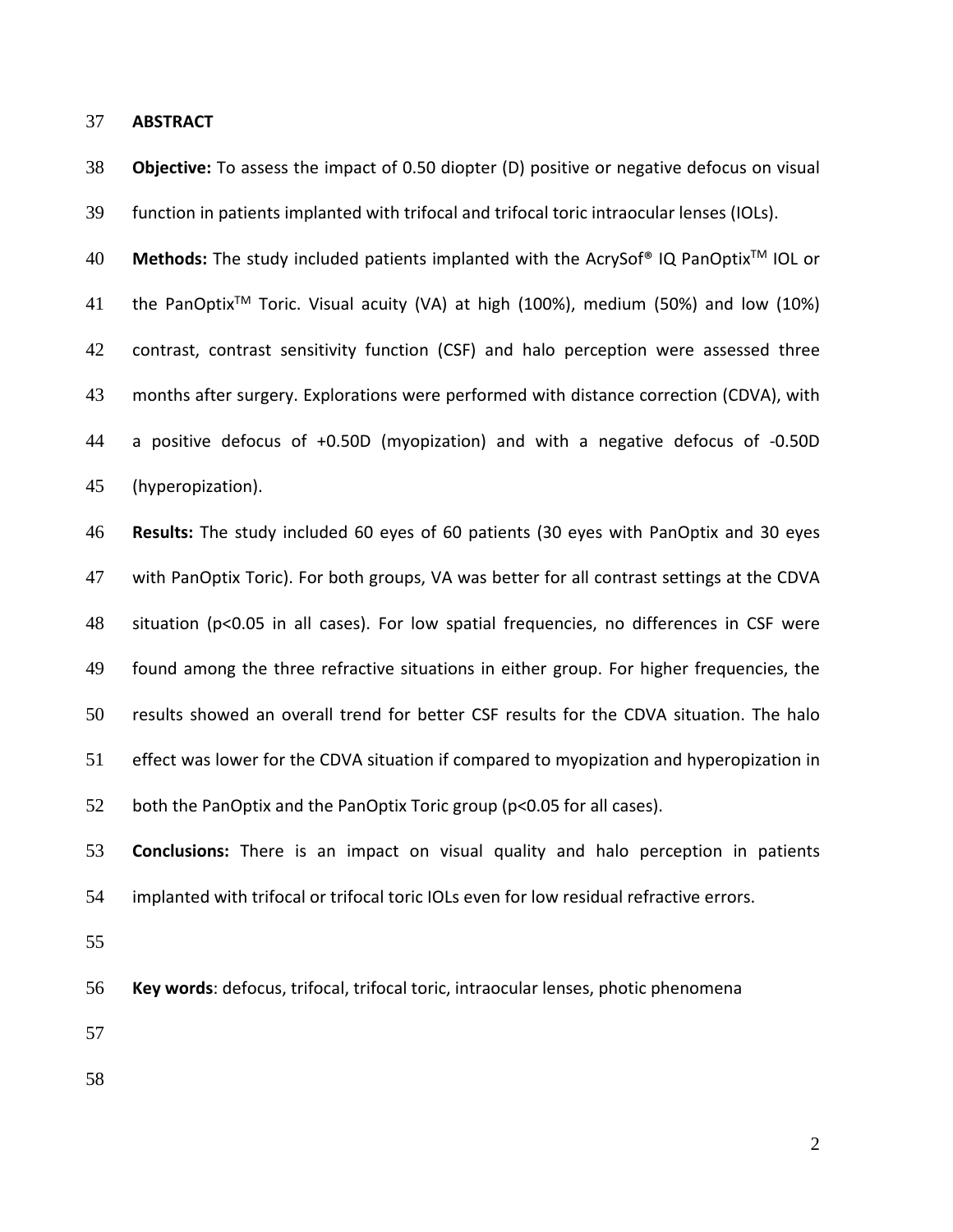## ABSTRACT

**Objective:** To assess the impact of 0.50 diopter (D) positive or negative defocus on visual function in patients implanted with trifocal and trifocal toric intraocular lenses (IOLs).

**Methods:** The study included patients implanted with the AcrySof® IQ PanOptix™ IOL or the PanOptix™ Toric. Visual acuity (VA) at high (100%), medium (50%) and low (10%) contrast, contrast sensitivity function (CSF) and halo perception were assessed three months after surgery. Explorations were performed with distance correction (CDVA), with a positive defocus of +0.50D (myopization) and with a negative defocus of -0.50D (hyperopization).

**Results:** The study included 60 eyes of 60 patients (30 eyes with PanOptix and 30 eyes with PanOptix Toric). For both groups, VA was better for all contrast settings at the CDVA situation ($p<0.05$ in all cases). For low spatial frequencies, no differences in CSF were found among the three refractive situations in either group. For higher frequencies, the results showed an overall trend for better CSF results for the CDVA situation. The halo effect was lower for the CDVA situation if compared to myopization and hyperopization in both the PanOptix and the PanOptix Toric group ($p<0.05$ for all cases).

**Conclusions:** There is an impact on visual quality and halo perception in patients implanted with trifocal or trifocal toric IOLs even for low residual refractive errors.

**Key words**: defocus, trifocal, trifocal toric, intraocular lenses, photic phenomena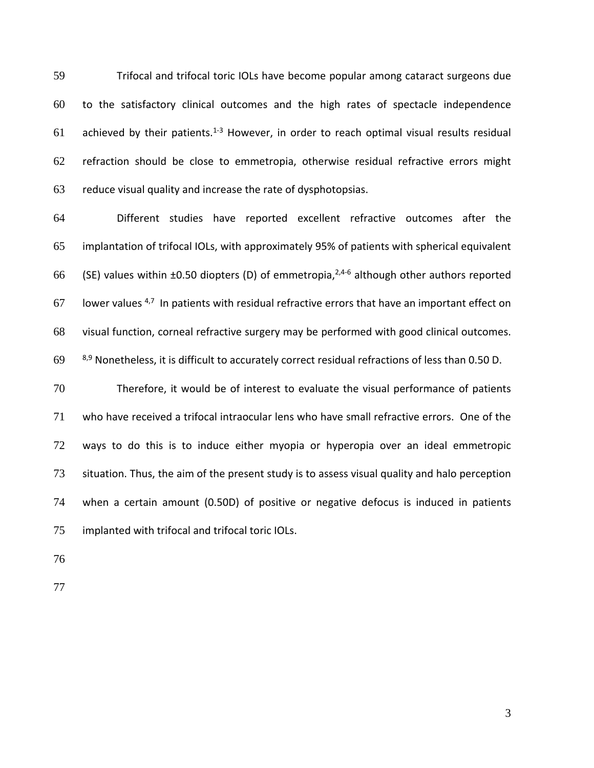Trifocal and trifocal toric IOLs have become popular among cataract surgeons due to the satisfactory clinical outcomes and the high rates of spectacle independence achieved by their patients.[1-3] However, in order to reach optimal visual results residual refraction should be close to emmetropia, otherwise residual refractive errors might reduce visual quality and increase the rate of dysphotopsias.

Different studies have reported excellent refractive outcomes after the implantation of trifocal IOLs, with approximately 95% of patients with spherical equivalent (SE) values within ±0.50 diopters (D) of emmetropia,[2,4-6] although other authors reported lower values [4,7] In patients with residual refractive errors that have an important effect on visual function, corneal refractive surgery may be performed with good clinical outcomes. [8,9] Nonetheless, it is difficult to accurately correct residual refractions of less than 0.50 D.

Therefore, it would be of interest to evaluate the visual performance of patients who have received a trifocal intraocular lens who have small refractive errors. One of the ways to do this is to induce either myopia or hyperopia over an ideal emmetropic situation. Thus, the aim of the present study is to assess visual quality and halo perception when a certain amount (0.50D) of positive or negative defocus is induced in patients implanted with trifocal and trifocal toric IOLs.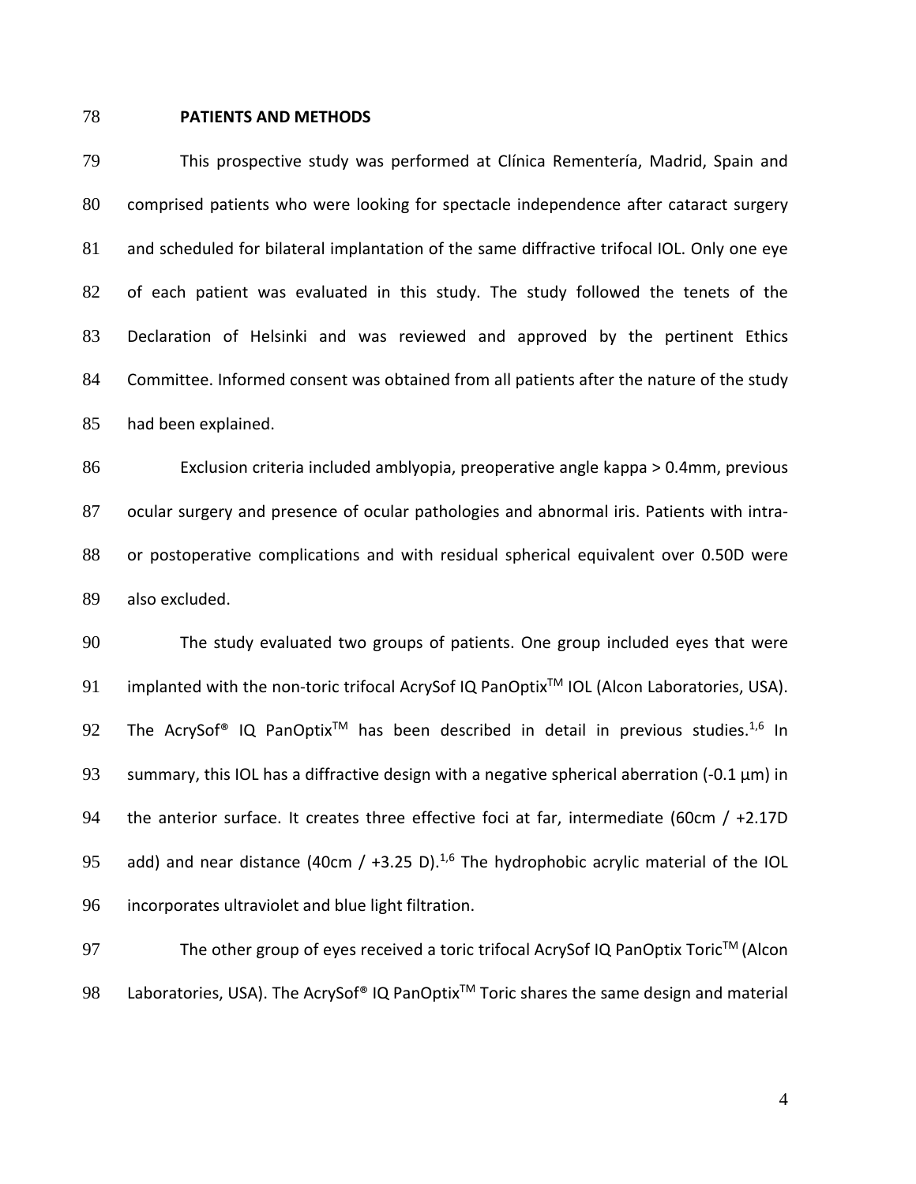## PATIENTS AND METHODS

This prospective study was performed at Clínica Rementería, Madrid, Spain and comprised patients who were looking for spectacle independence after cataract surgery and scheduled for bilateral implantation of the same diffractive trifocal IOL. Only one eye of each patient was evaluated in this study. The study followed the tenets of the Declaration of Helsinki and was reviewed and approved by the pertinent Ethics Committee. Informed consent was obtained from all patients after the nature of the study had been explained.

Exclusion criteria included amblyopia, preoperative angle kappa > 0.4mm, previous ocular surgery and presence of ocular pathologies and abnormal iris. Patients with intra- or postoperative complications and with residual spherical equivalent over 0.50D were also excluded.

The study evaluated two groups of patients. One group included eyes that were implanted with the non-toric trifocal AcrySof IQ PanOptix™ IOL (Alcon Laboratories, USA). The AcrySof® IQ PanOptix™ has been described in detail in previous studies.[1,6] In summary, this IOL has a diffractive design with a negative spherical aberration (-0.1 µm) in the anterior surface. It creates three effective foci at far, intermediate (60cm / +2.17D add) and near distance (40cm / +3.25 D).[1,6] The hydrophobic acrylic material of the IOL incorporates ultraviolet and blue light filtration.

The other group of eyes received a toric trifocal AcrySof IQ PanOptix Toric™ (Alcon Laboratories, USA). The AcrySof® IQ PanOptix™ Toric shares the same design and material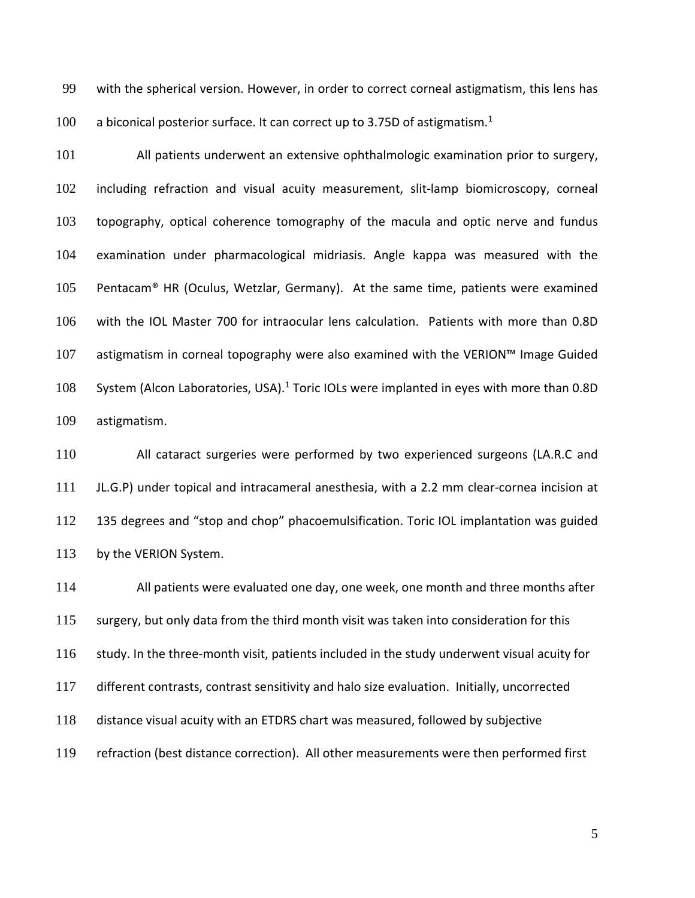with the spherical version. However, in order to correct corneal astigmatism, this lens has a biconical posterior surface. It can correct up to 3.75D of astigmatism.[1]

All patients underwent an extensive ophthalmologic examination prior to surgery, including refraction and visual acuity measurement, slit-lamp biomicroscopy, corneal topography, optical coherence tomography of the macula and optic nerve and fundus examination under pharmacological midriasis. Angle kappa was measured with the Pentacam® HR (Oculus, Wetzlar, Germany). At the same time, patients were examined with the IOL Master 700 for intraocular lens calculation. Patients with more than 0.8D astigmatism in corneal topography were also examined with the VERION™ Image Guided System (Alcon Laboratories, USA).[1] Toric IOLs were implanted in eyes with more than 0.8D astigmatism.

All cataract surgeries were performed by two experienced surgeons (LA.R.C and JL.G.P) under topical and intracameral anesthesia, with a 2.2 mm clear-cornea incision at 135 degrees and "stop and chop" phacoemulsification. Toric IOL implantation was guided by the VERION System.

All patients were evaluated one day, one week, one month and three months after surgery, but only data from the third month visit was taken into consideration for this study. In the three-month visit, patients included in the study underwent visual acuity for different contrasts, contrast sensitivity and halo size evaluation. Initially, uncorrected distance visual acuity with an ETDRS chart was measured, followed by subjective refraction (best distance correction). All other measurements were then performed first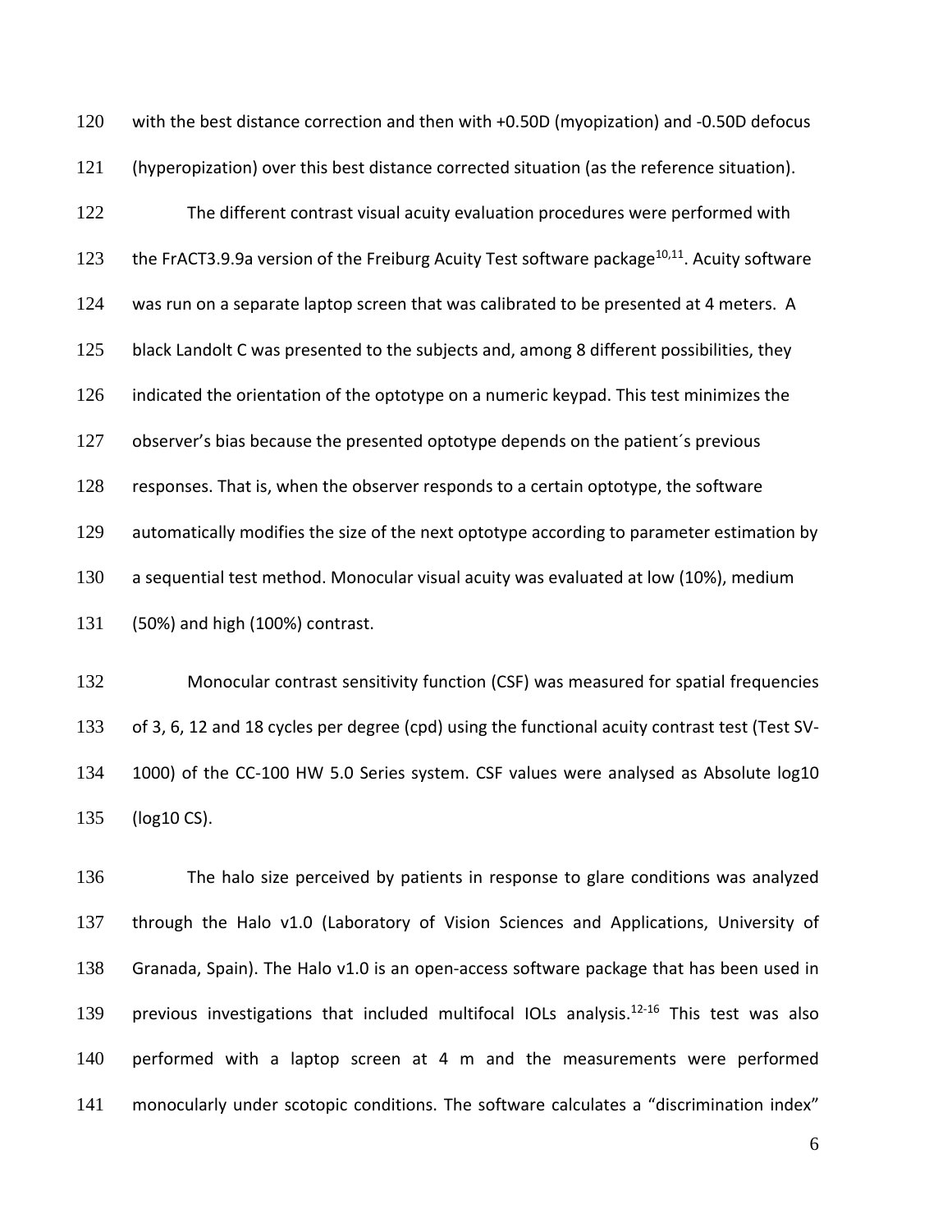with the best distance correction and then with +0.50D (myopization) and -0.50D defocus (hyperopization) over this best distance corrected situation (as the reference situation).

The different contrast visual acuity evaluation procedures were performed with the FrACT3.9.9a version of the Freiburg Acuity Test software package[10,11]. Acuity software was run on a separate laptop screen that was calibrated to be presented at 4 meters. A black Landolt C was presented to the subjects and, among 8 different possibilities, they indicated the orientation of the optotype on a numeric keypad. This test minimizes the observer's bias because the presented optotype depends on the patient´s previous responses. That is, when the observer responds to a certain optotype, the software automatically modifies the size of the next optotype according to parameter estimation by a sequential test method. Monocular visual acuity was evaluated at low (10%), medium (50%) and high (100%) contrast.

Monocular contrast sensitivity function (CSF) was measured for spatial frequencies of 3, 6, 12 and 18 cycles per degree (cpd) using the functional acuity contrast test (Test SV-1000) of the CC-100 HW 5.0 Series system. CSF values were analysed as Absolute log10 (log10 CS).

The halo size perceived by patients in response to glare conditions was analyzed through the Halo v1.0 (Laboratory of Vision Sciences and Applications, University of Granada, Spain). The Halo v1.0 is an open-access software package that has been used in previous investigations that included multifocal IOLs analysis.[12-16] This test was also performed with a laptop screen at 4 m and the measurements were performed monocularly under scotopic conditions. The software calculates a "discrimination index"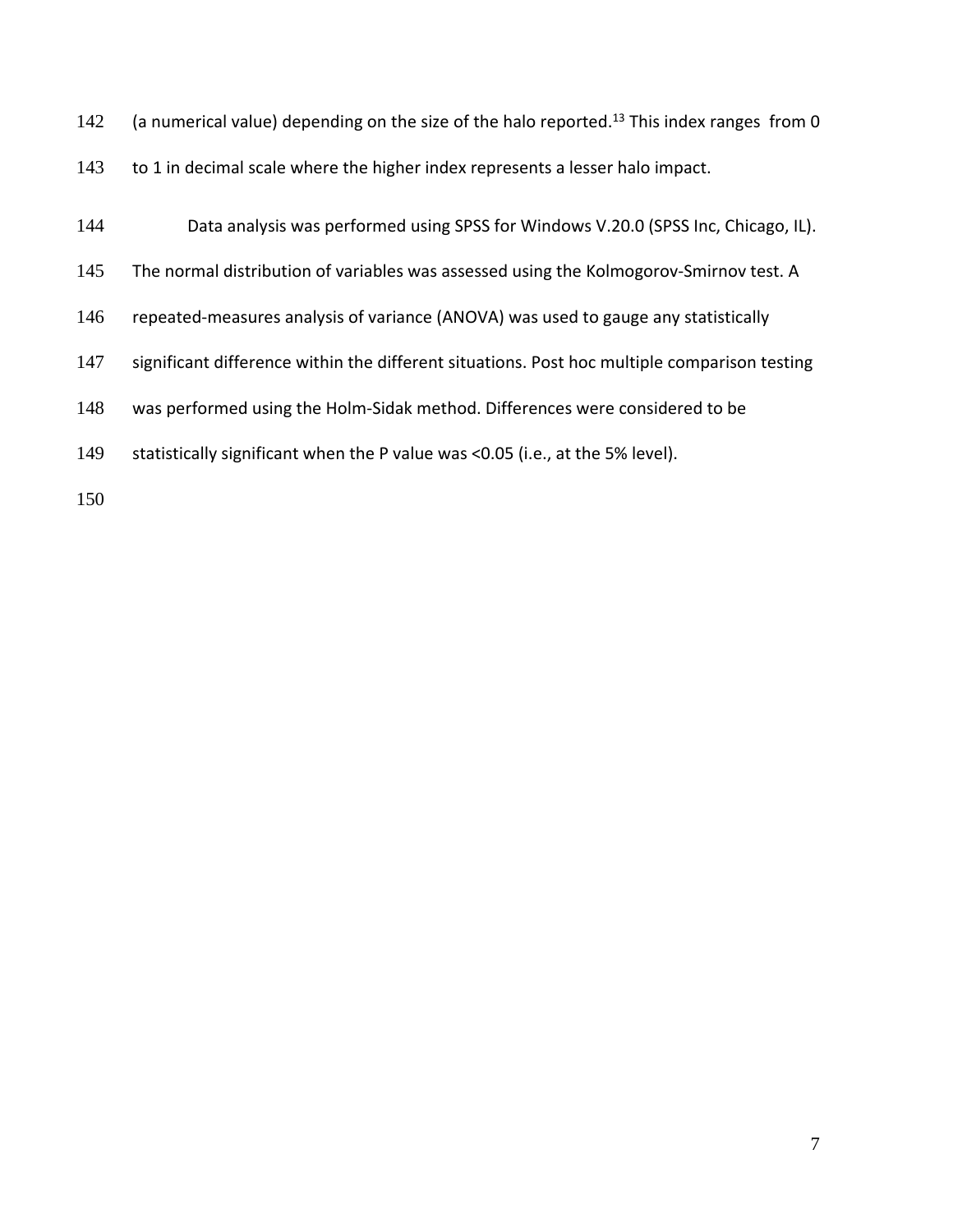(a numerical value) depending on the size of the halo reported.[13] This index ranges from 0 to 1 in decimal scale where the higher index represents a lesser halo impact.

Data analysis was performed using SPSS for Windows V.20.0 (SPSS Inc, Chicago, IL). The normal distribution of variables was assessed using the Kolmogorov-Smirnov test. A repeated-measures analysis of variance (ANOVA) was used to gauge any statistically significant difference within the different situations. Post hoc multiple comparison testing was performed using the Holm-Sidak method. Differences were considered to be statistically significant when the P value was <0.05 (i.e., at the 5% level).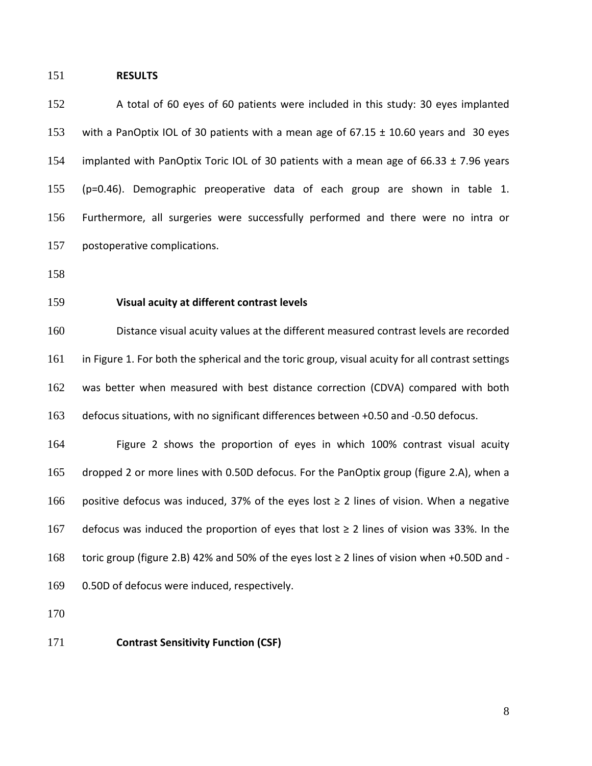## RESULTS

A total of 60 eyes of 60 patients were included in this study: 30 eyes implanted with a PanOptix IOL of 30 patients with a mean age of 67.15 ± 10.60 years and 30 eyes implanted with PanOptix Toric IOL of 30 patients with a mean age of 66.33 ± 7.96 years ($p=0.46$). Demographic preoperative data of each group are shown in table 1. Furthermore, all surgeries were successfully performed and there were no intra or postoperative complications.

### Visual acuity at different contrast levels

Distance visual acuity values at the different measured contrast levels are recorded in Figure 1. For both the spherical and the toric group, visual acuity for all contrast settings was better when measured with best distance correction (CDVA) compared with both defocus situations, with no significant differences between +0.50 and -0.50 defocus.

Figure 2 shows the proportion of eyes in which 100% contrast visual acuity dropped 2 or more lines with 0.50D defocus. For the PanOptix group (figure 2.A), when a positive defocus was induced, 37% of the eyes lost ≥ 2 lines of vision. When a negative defocus was induced the proportion of eyes that lost ≥ 2 lines of vision was 33%. In the toric group (figure 2.B) 42% and 50% of the eyes lost ≥ 2 lines of vision when +0.50D and -0.50D of defocus were induced, respectively.

### Contrast Sensitivity Function (CSF)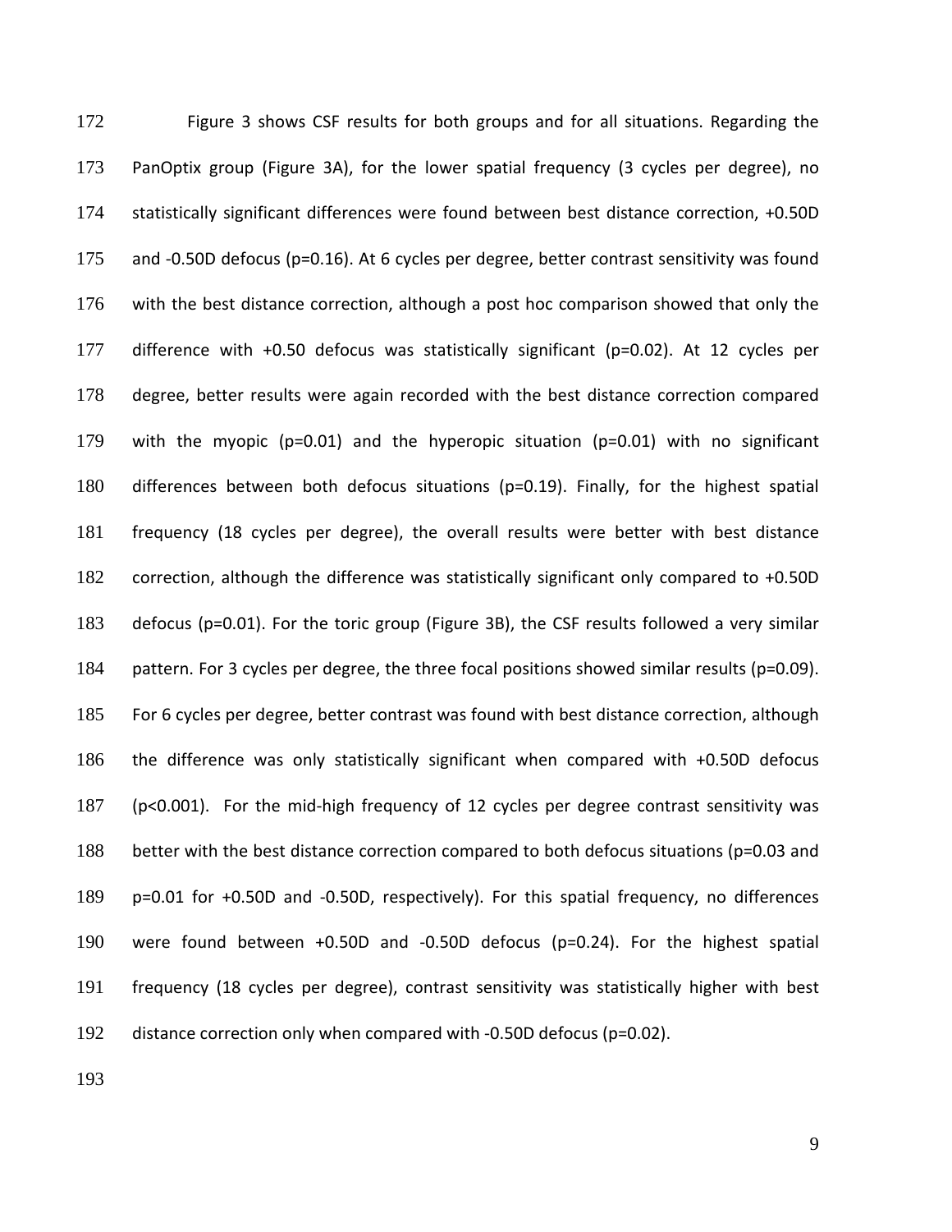Figure 3 shows CSF results for both groups and for all situations. Regarding the PanOptix group (Figure 3A), for the lower spatial frequency (3 cycles per degree), no statistically significant differences were found between best distance correction, +0.50D and -0.50D defocus ($p=0.16$). At 6 cycles per degree, better contrast sensitivity was found with the best distance correction, although a post hoc comparison showed that only the difference with +0.50 defocus was statistically significant ($p=0.02$). At 12 cycles per degree, better results were again recorded with the best distance correction compared with the myopic ($p=0.01$) and the hyperopic situation ($p=0.01$) with no significant differences between both defocus situations ($p=0.19$). Finally, for the highest spatial frequency (18 cycles per degree), the overall results were better with best distance correction, although the difference was statistically significant only compared to +0.50D defocus ($p=0.01$). For the toric group (Figure 3B), the CSF results followed a very similar pattern. For 3 cycles per degree, the three focal positions showed similar results ($p=0.09$). For 6 cycles per degree, better contrast was found with best distance correction, although the difference was only statistically significant when compared with +0.50D defocus ($p<0.001$). For the mid-high frequency of 12 cycles per degree contrast sensitivity was better with the best distance correction compared to both defocus situations ($p=0.03$ and $p=0.01$ for +0.50D and -0.50D, respectively). For this spatial frequency, no differences were found between +0.50D and -0.50D defocus ($p=0.24$). For the highest spatial frequency (18 cycles per degree), contrast sensitivity was statistically higher with best distance correction only when compared with -0.50D defocus ($p=0.02$).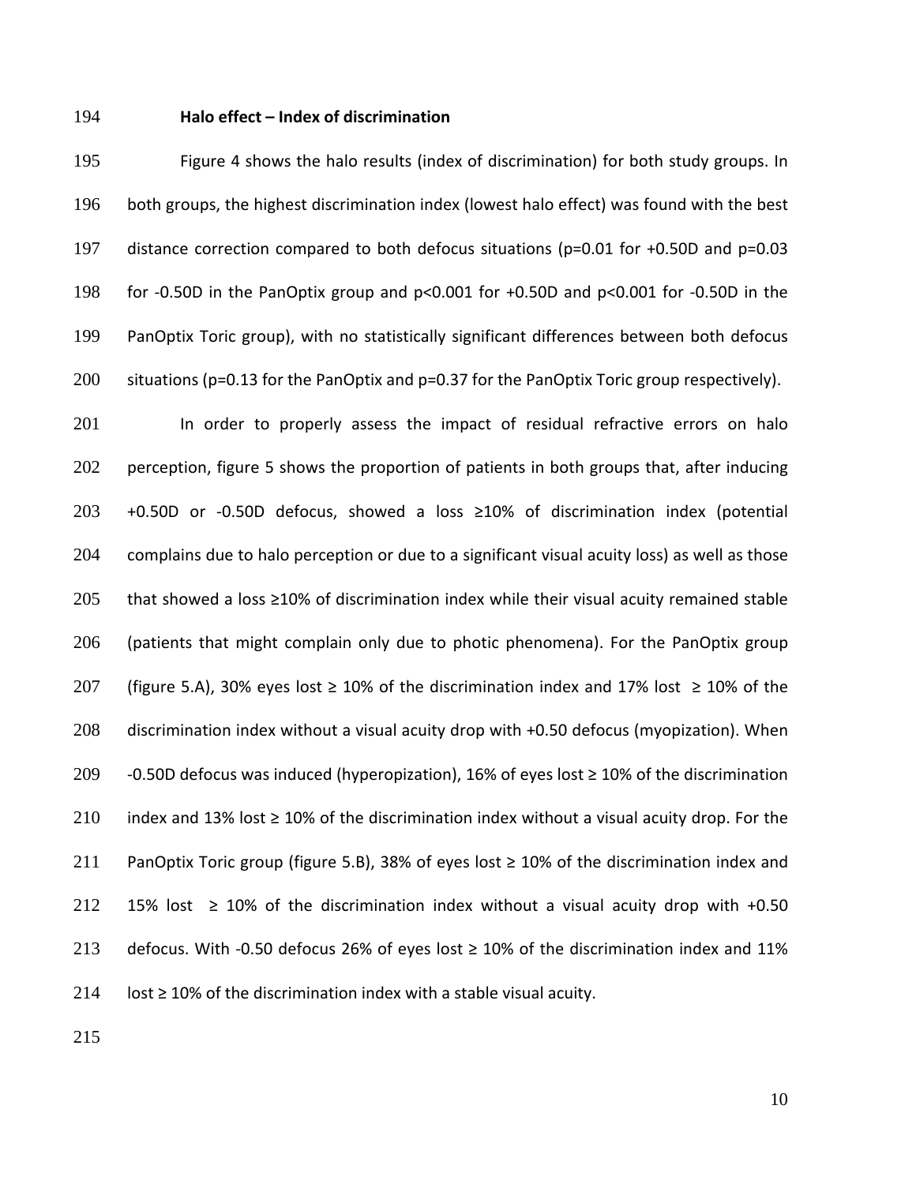### Halo effect – Index of discrimination

Figure 4 shows the halo results (index of discrimination) for both study groups. In both groups, the highest discrimination index (lowest halo effect) was found with the best distance correction compared to both defocus situations ($p=0.01$ for +0.50D and $p=0.03$ for -0.50D in the PanOptix group and $p<0.001$ for +0.50D and $p<0.001$ for -0.50D in the PanOptix Toric group), with no statistically significant differences between both defocus situations ($p=0.13$ for the PanOptix and $p=0.37$ for the PanOptix Toric group respectively).

In order to properly assess the impact of residual refractive errors on halo perception, figure 5 shows the proportion of patients in both groups that, after inducing +0.50D or -0.50D defocus, showed a loss ≥10% of discrimination index (potential complains due to halo perception or due to a significant visual acuity loss) as well as those that showed a loss ≥10% of discrimination index while their visual acuity remained stable (patients that might complain only due to photic phenomena). For the PanOptix group (figure 5.A), 30% eyes lost ≥ 10% of the discrimination index and 17% lost ≥ 10% of the discrimination index without a visual acuity drop with +0.50 defocus (myopization). When -0.50D defocus was induced (hyperopization), 16% of eyes lost ≥ 10% of the discrimination index and 13% lost ≥ 10% of the discrimination index without a visual acuity drop. For the PanOptix Toric group (figure 5.B), 38% of eyes lost ≥ 10% of the discrimination index and 15% lost ≥ 10% of the discrimination index without a visual acuity drop with +0.50 defocus. With -0.50 defocus 26% of eyes lost ≥ 10% of the discrimination index and 11% lost ≥ 10% of the discrimination index with a stable visual acuity.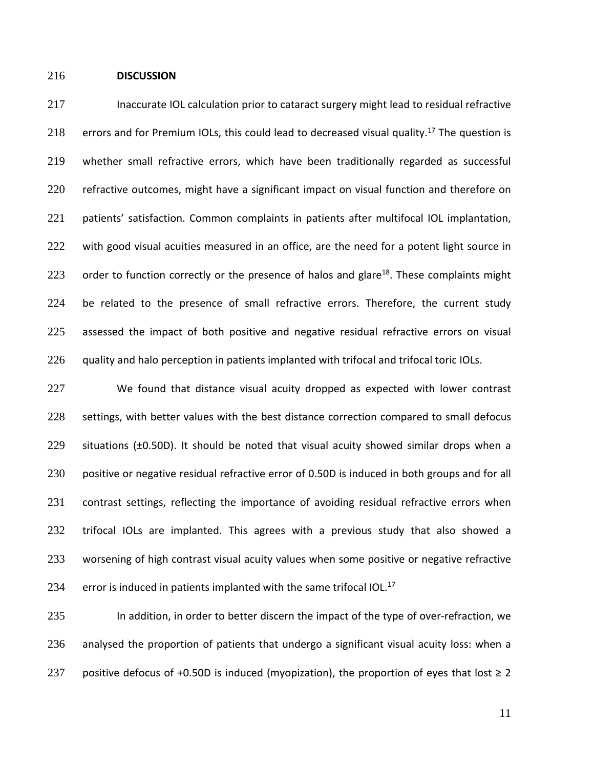## DISCUSSION

Inaccurate IOL calculation prior to cataract surgery might lead to residual refractive errors and for Premium IOLs, this could lead to decreased visual quality.[17] The question is whether small refractive errors, which have been traditionally regarded as successful refractive outcomes, might have a significant impact on visual function and therefore on patients' satisfaction. Common complaints in patients after multifocal IOL implantation, with good visual acuities measured in an office, are the need for a potent light source in order to function correctly or the presence of halos and glare[18]. These complaints might be related to the presence of small refractive errors. Therefore, the current study assessed the impact of both positive and negative residual refractive errors on visual quality and halo perception in patients implanted with trifocal and trifocal toric IOLs.

We found that distance visual acuity dropped as expected with lower contrast settings, with better values with the best distance correction compared to small defocus situations (±0.50D). It should be noted that visual acuity showed similar drops when a positive or negative residual refractive error of 0.50D is induced in both groups and for all contrast settings, reflecting the importance of avoiding residual refractive errors when trifocal IOLs are implanted. This agrees with a previous study that also showed a worsening of high contrast visual acuity values when some positive or negative refractive error is induced in patients implanted with the same trifocal IOL.[17]

In addition, in order to better discern the impact of the type of over-refraction, we analysed the proportion of patients that undergo a significant visual acuity loss: when a positive defocus of +0.50D is induced (myopization), the proportion of eyes that lost ≥ 2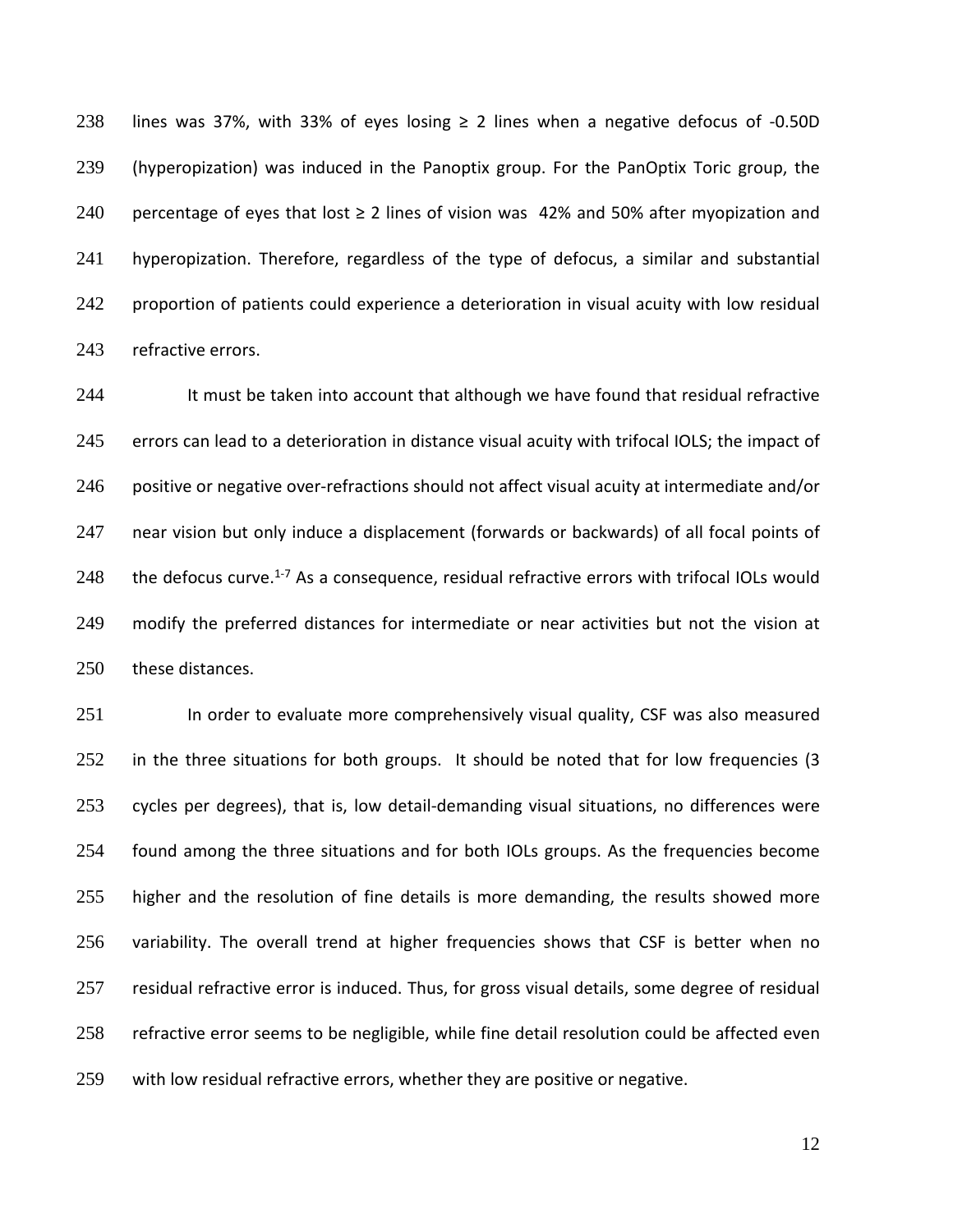lines was 37%, with 33% of eyes losing ≥ 2 lines when a negative defocus of -0.50D (hyperopization) was induced in the Panoptix group. For the PanOptix Toric group, the percentage of eyes that lost ≥ 2 lines of vision was 42% and 50% after myopization and hyperopization. Therefore, regardless of the type of defocus, a similar and substantial proportion of patients could experience a deterioration in visual acuity with low residual refractive errors.

It must be taken into account that although we have found that residual refractive errors can lead to a deterioration in distance visual acuity with trifocal IOLS; the impact of positive or negative over-refractions should not affect visual acuity at intermediate and/or near vision but only induce a displacement (forwards or backwards) of all focal points of the defocus curve.[1-7] As a consequence, residual refractive errors with trifocal IOLs would modify the preferred distances for intermediate or near activities but not the vision at these distances.

In order to evaluate more comprehensively visual quality, CSF was also measured in the three situations for both groups. It should be noted that for low frequencies (3 cycles per degrees), that is, low detail-demanding visual situations, no differences were found among the three situations and for both IOLs groups. As the frequencies become higher and the resolution of fine details is more demanding, the results showed more variability. The overall trend at higher frequencies shows that CSF is better when no residual refractive error is induced. Thus, for gross visual details, some degree of residual refractive error seems to be negligible, while fine detail resolution could be affected even with low residual refractive errors, whether they are positive or negative.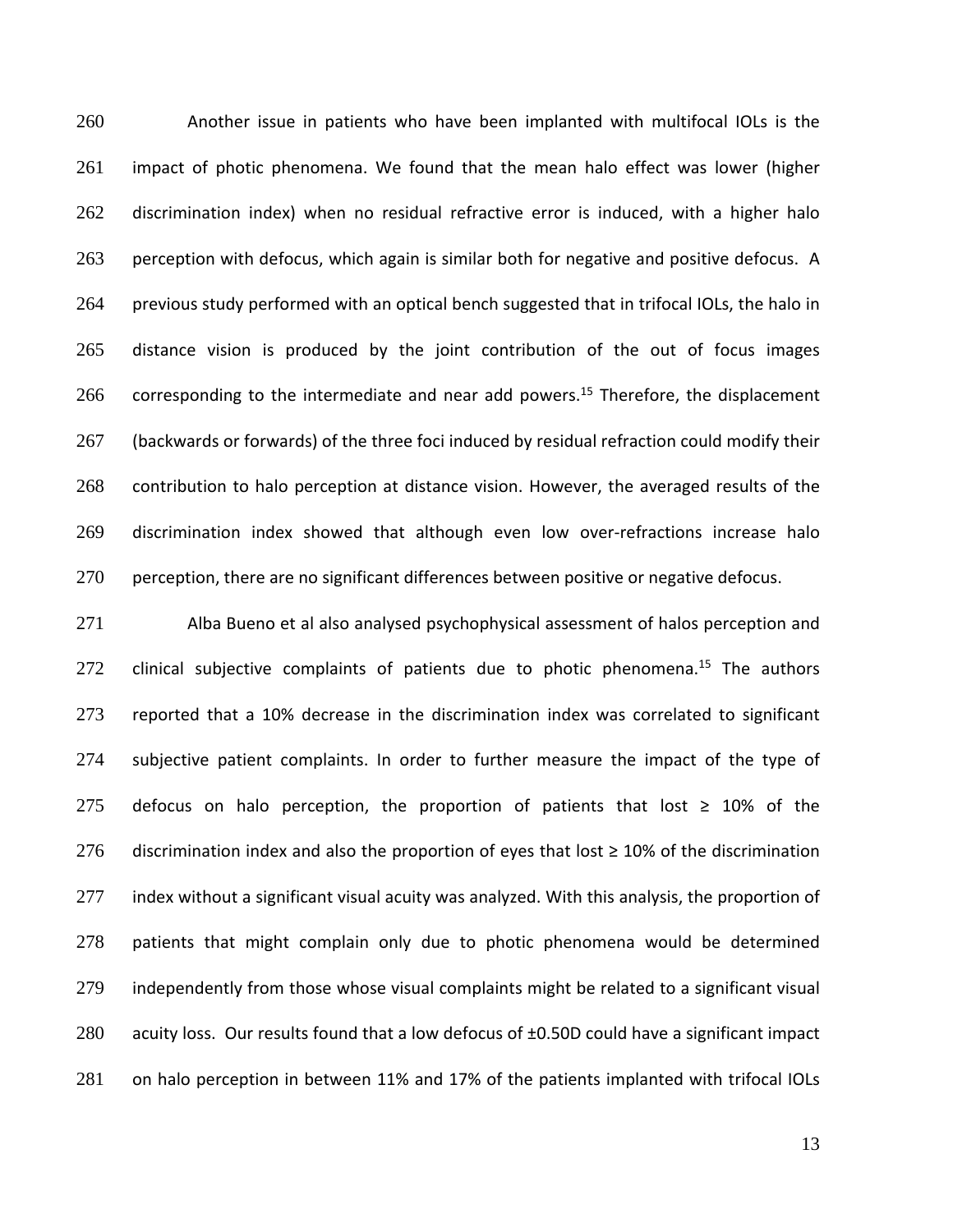Another issue in patients who have been implanted with multifocal IOLs is the impact of photic phenomena. We found that the mean halo effect was lower (higher discrimination index) when no residual refractive error is induced, with a higher halo perception with defocus, which again is similar both for negative and positive defocus. A previous study performed with an optical bench suggested that in trifocal IOLs, the halo in distance vision is produced by the joint contribution of the out of focus images corresponding to the intermediate and near add powers.[15] Therefore, the displacement (backwards or forwards) of the three foci induced by residual refraction could modify their contribution to halo perception at distance vision. However, the averaged results of the discrimination index showed that although even low over-refractions increase halo perception, there are no significant differences between positive or negative defocus.

Alba Bueno et al also analysed psychophysical assessment of halos perception and clinical subjective complaints of patients due to photic phenomena.[15] The authors reported that a 10% decrease in the discrimination index was correlated to significant subjective patient complaints. In order to further measure the impact of the type of defocus on halo perception, the proportion of patients that lost ≥ 10% of the discrimination index and also the proportion of eyes that lost ≥ 10% of the discrimination index without a significant visual acuity was analyzed. With this analysis, the proportion of patients that might complain only due to photic phenomena would be determined independently from those whose visual complaints might be related to a significant visual acuity loss. Our results found that a low defocus of ±0.50D could have a significant impact on halo perception in between 11% and 17% of the patients implanted with trifocal IOLs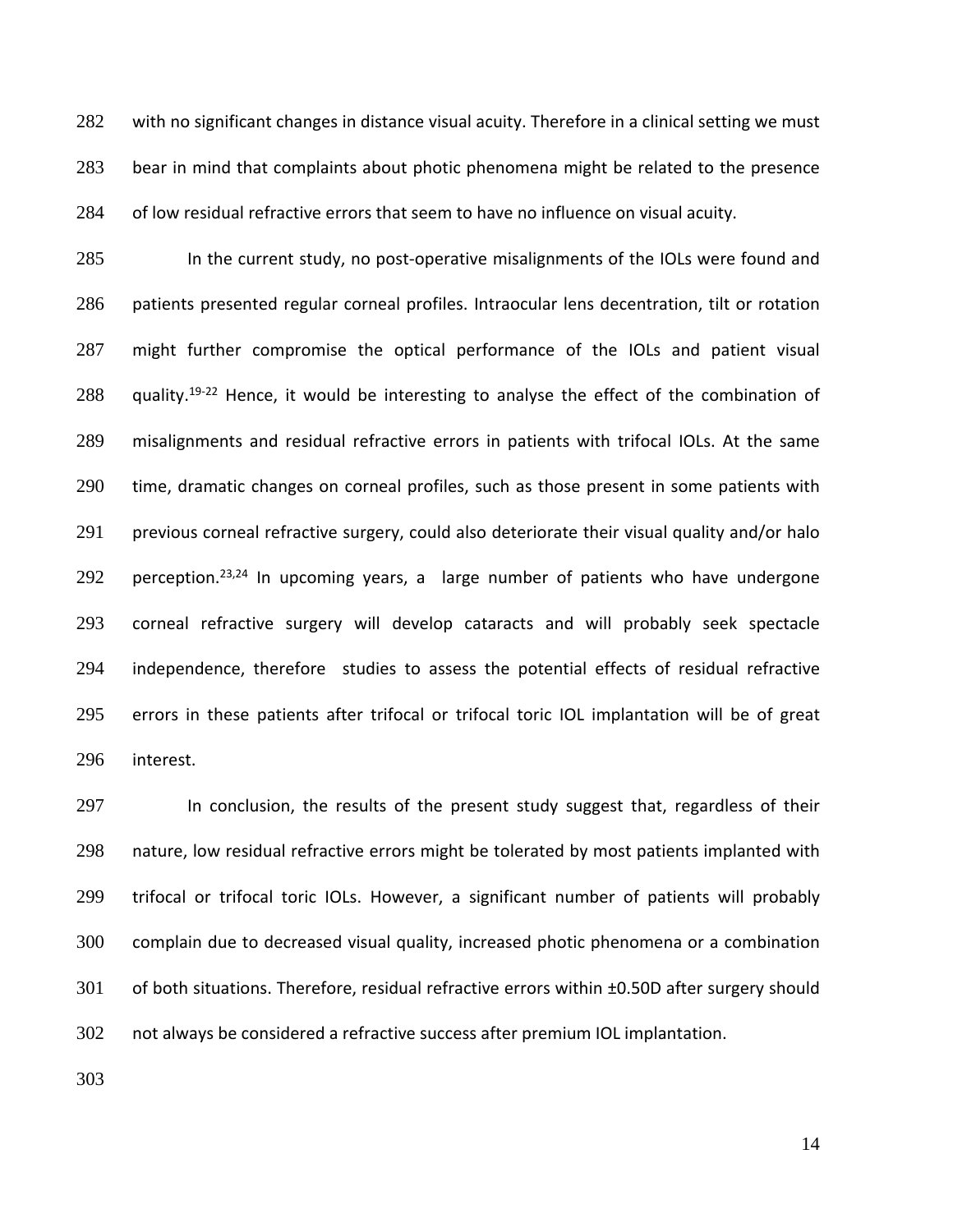with no significant changes in distance visual acuity. Therefore in a clinical setting we must bear in mind that complaints about photic phenomena might be related to the presence of low residual refractive errors that seem to have no influence on visual acuity.

In the current study, no post-operative misalignments of the IOLs were found and patients presented regular corneal profiles. Intraocular lens decentration, tilt or rotation might further compromise the optical performance of the IOLs and patient visual quality.[19-22] Hence, it would be interesting to analyse the effect of the combination of misalignments and residual refractive errors in patients with trifocal IOLs. At the same time, dramatic changes on corneal profiles, such as those present in some patients with previous corneal refractive surgery, could also deteriorate their visual quality and/or halo perception.[23,24] In upcoming years, a large number of patients who have undergone corneal refractive surgery will develop cataracts and will probably seek spectacle independence, therefore studies to assess the potential effects of residual refractive errors in these patients after trifocal or trifocal toric IOL implantation will be of great interest.

In conclusion, the results of the present study suggest that, regardless of their nature, low residual refractive errors might be tolerated by most patients implanted with trifocal or trifocal toric IOLs. However, a significant number of patients will probably complain due to decreased visual quality, increased photic phenomena or a combination of both situations. Therefore, residual refractive errors within ±0.50D after surgery should not always be considered a refractive success after premium IOL implantation.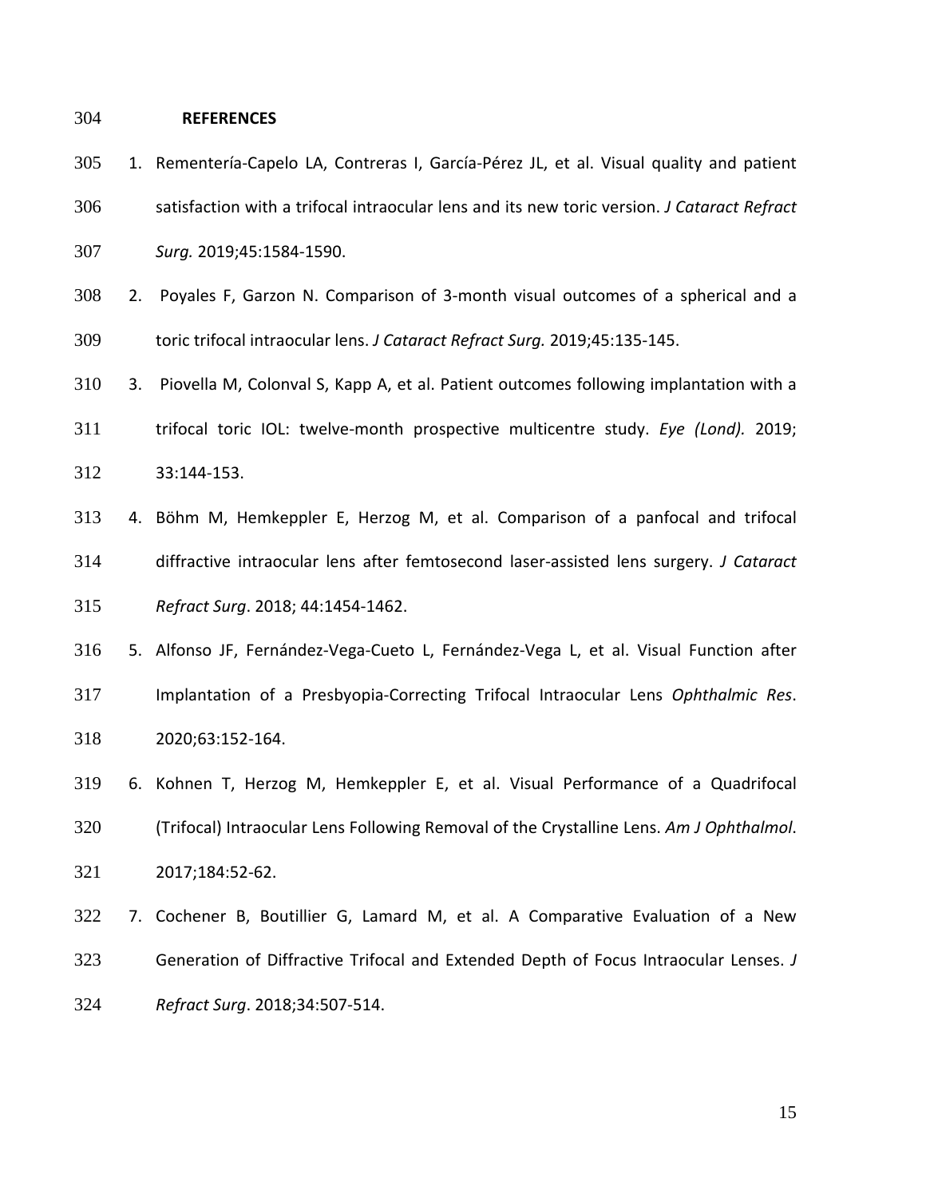## REFERENCES

1. Rementería-Capelo LA, Contreras I, García-Pérez JL, et al. Visual quality and patient satisfaction with a trifocal intraocular lens and its new toric version. *J Cataract Refract Surg.* 2019;45:1584-1590.
2. Poyales F, Garzon N. Comparison of 3-month visual outcomes of a spherical and a toric trifocal intraocular lens. *J Cataract Refract Surg.* 2019;45:135-145.
3. Piovella M, Colonval S, Kapp A, et al. Patient outcomes following implantation with a trifocal toric IOL: twelve-month prospective multicentre study. *Eye (Lond).* 2019; 33:144-153.
4. Böhm M, Hemkeppler E, Herzog M, et al. Comparison of a panfocal and trifocal diffractive intraocular lens after femtosecond laser-assisted lens surgery. *J Cataract Refract Surg*. 2018; 44:1454-1462.
5. Alfonso JF, Fernández-Vega-Cueto L, Fernández-Vega L, et al. Visual Function after Implantation of a Presbyopia-Correcting Trifocal Intraocular Lens *Ophthalmic Res*. 2020;63:152-164.
6. Kohnen T, Herzog M, Hemkeppler E, et al. Visual Performance of a Quadrifocal (Trifocal) Intraocular Lens Following Removal of the Crystalline Lens. *Am J Ophthalmol*. 2017;184:52-62.
7. Cochener B, Boutillier G, Lamard M, et al. A Comparative Evaluation of a New Generation of Diffractive Trifocal and Extended Depth of Focus Intraocular Lenses. *J Refract Surg*. 2018;34:507-514.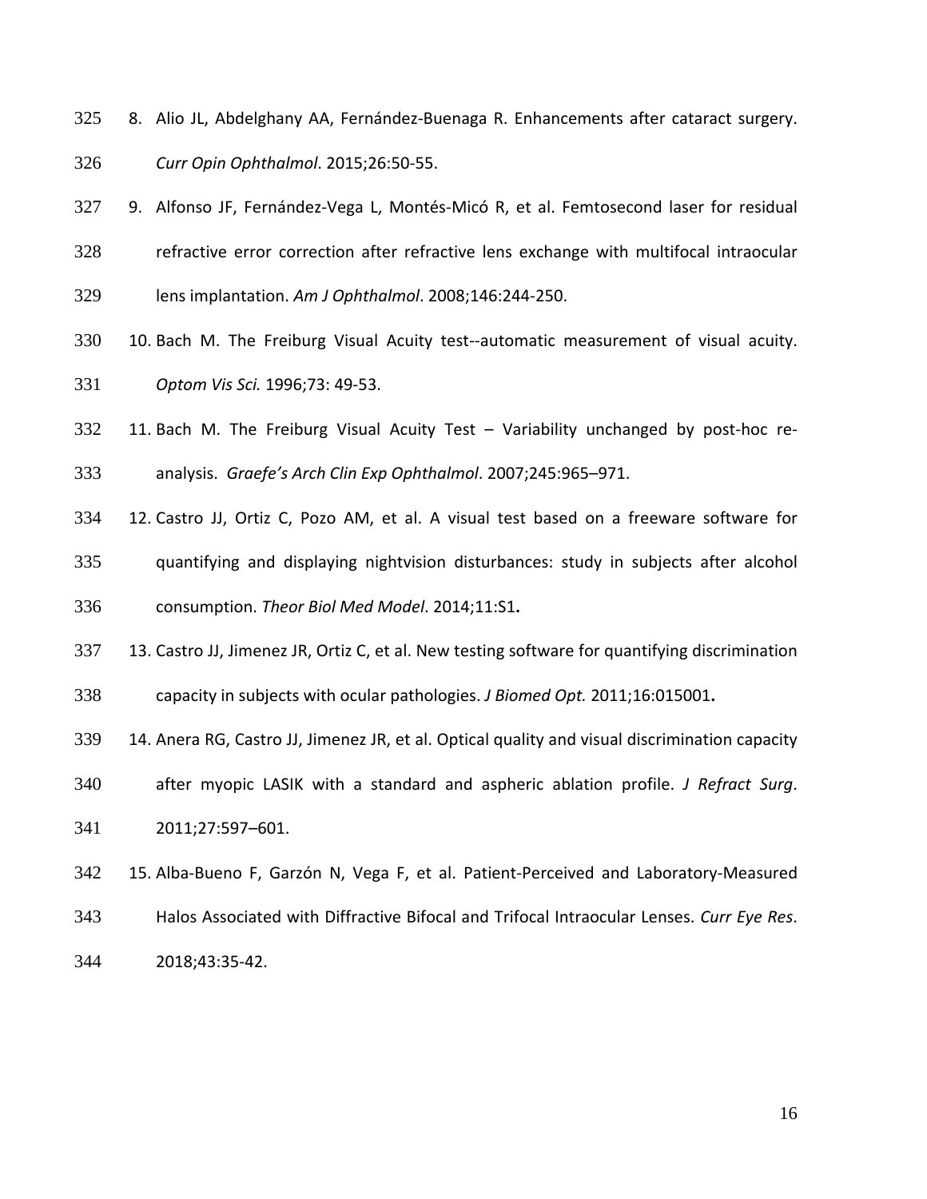8. Alio JL, Abdelghany AA, Fernández-Buenaga R. Enhancements after cataract surgery. *Curr Opin Ophthalmol*. 2015;26:50-55.

9. Alfonso JF, Fernández-Vega L, Montés-Micó R, et al. Femtosecond laser for residual refractive error correction after refractive lens exchange with multifocal intraocular lens implantation. *Am J Ophthalmol*. 2008;146:244-250.

10. Bach M. The Freiburg Visual Acuity test--automatic measurement of visual acuity. *Optom Vis Sci.* 1996;73: 49-53.

11. Bach M. The Freiburg Visual Acuity Test – Variability unchanged by post-hoc re-analysis. *Graefe's Arch Clin Exp Ophthalmol*. 2007;245:965–971.

12. Castro JJ, Ortiz C, Pozo AM, et al. A visual test based on a freeware software for quantifying and displaying nightvision disturbances: study in subjects after alcohol consumption. *Theor Biol Med Model*. 2014;11:S1**.**

13. Castro JJ, Jimenez JR, Ortiz C, et al. New testing software for quantifying discrimination capacity in subjects with ocular pathologies. *J Biomed Opt.* 2011;16:015001**.**

14. Anera RG, Castro JJ, Jimenez JR, et al. Optical quality and visual discrimination capacity after myopic LASIK with a standard and aspheric ablation profile. *J Refract Surg*. 2011;27:597–601.

15. Alba-Bueno F, Garzón N, Vega F, et al. Patient-Perceived and Laboratory-Measured Halos Associated with Diffractive Bifocal and Trifocal Intraocular Lenses. *Curr Eye Res*. 2018;43:35-42.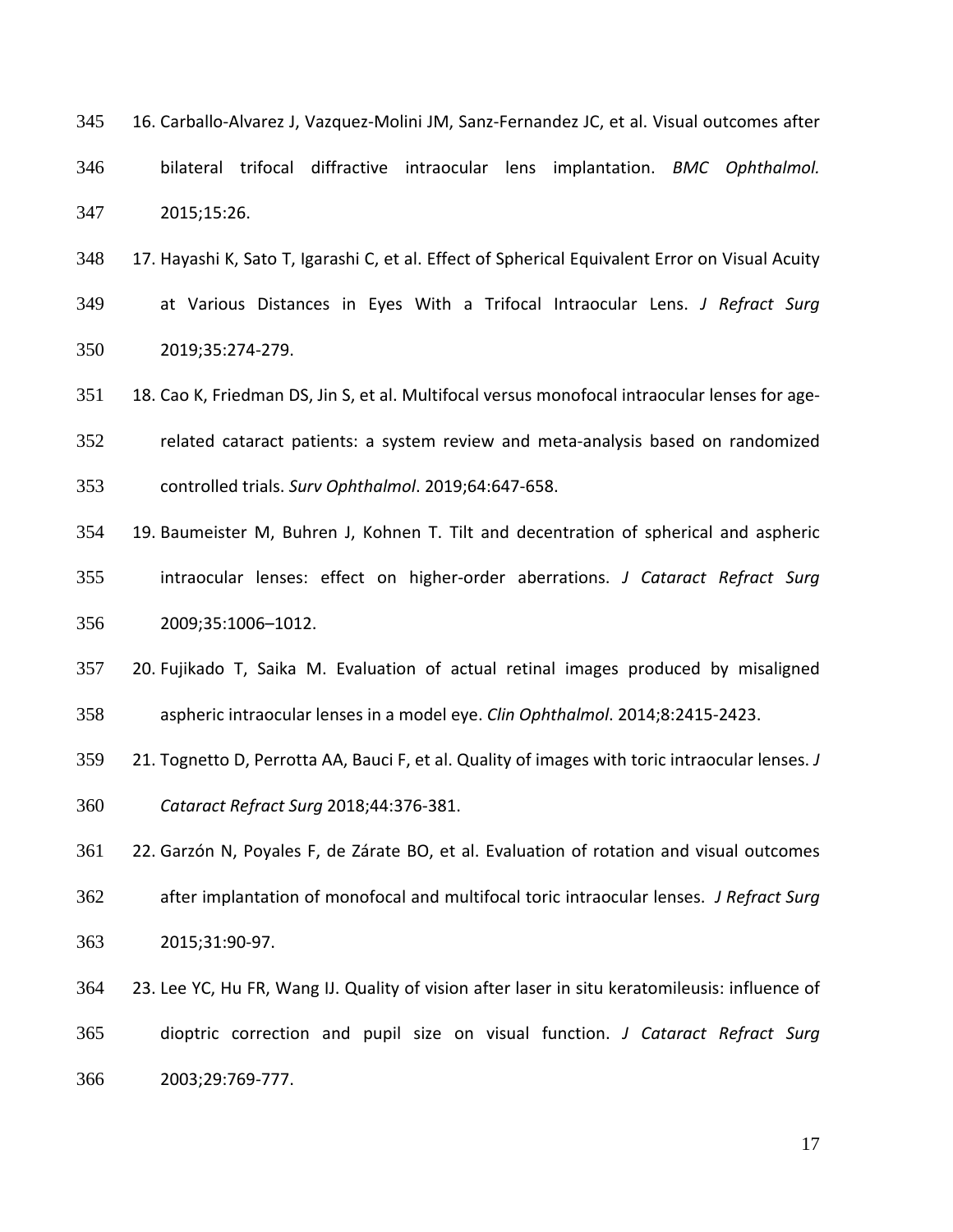16. Carballo-Alvarez J, Vazquez-Molini JM, Sanz-Fernandez JC, et al. Visual outcomes after bilateral trifocal diffractive intraocular lens implantation. *BMC Ophthalmol.* 2015;15:26.
17. Hayashi K, Sato T, Igarashi C, et al. Effect of Spherical Equivalent Error on Visual Acuity at Various Distances in Eyes With a Trifocal Intraocular Lens. *J Refract Surg* 2019;35:274-279.
18. Cao K, Friedman DS, Jin S, et al. Multifocal versus monofocal intraocular lenses for age-related cataract patients: a system review and meta-analysis based on randomized controlled trials. *Surv Ophthalmol*. 2019;64:647-658.
19. Baumeister M, Buhren J, Kohnen T. Tilt and decentration of spherical and aspheric intraocular lenses: effect on higher-order aberrations. *J Cataract Refract Surg* 2009;35:1006–1012.
20. Fujikado T, Saika M. Evaluation of actual retinal images produced by misaligned aspheric intraocular lenses in a model eye. *Clin Ophthalmol*. 2014;8:2415-2423.
21. Tognetto D, Perrotta AA, Bauci F, et al. Quality of images with toric intraocular lenses. *J Cataract Refract Surg* 2018;44:376-381.
22. Garzón N, Poyales F, de Zárate BO, et al. Evaluation of rotation and visual outcomes after implantation of monofocal and multifocal toric intraocular lenses. *J Refract Surg* 2015;31:90-97.
23. Lee YC, Hu FR, Wang IJ. Quality of vision after laser in situ keratomileusis: influence of dioptric correction and pupil size on visual function. *J Cataract Refract Surg* 2003;29:769-777.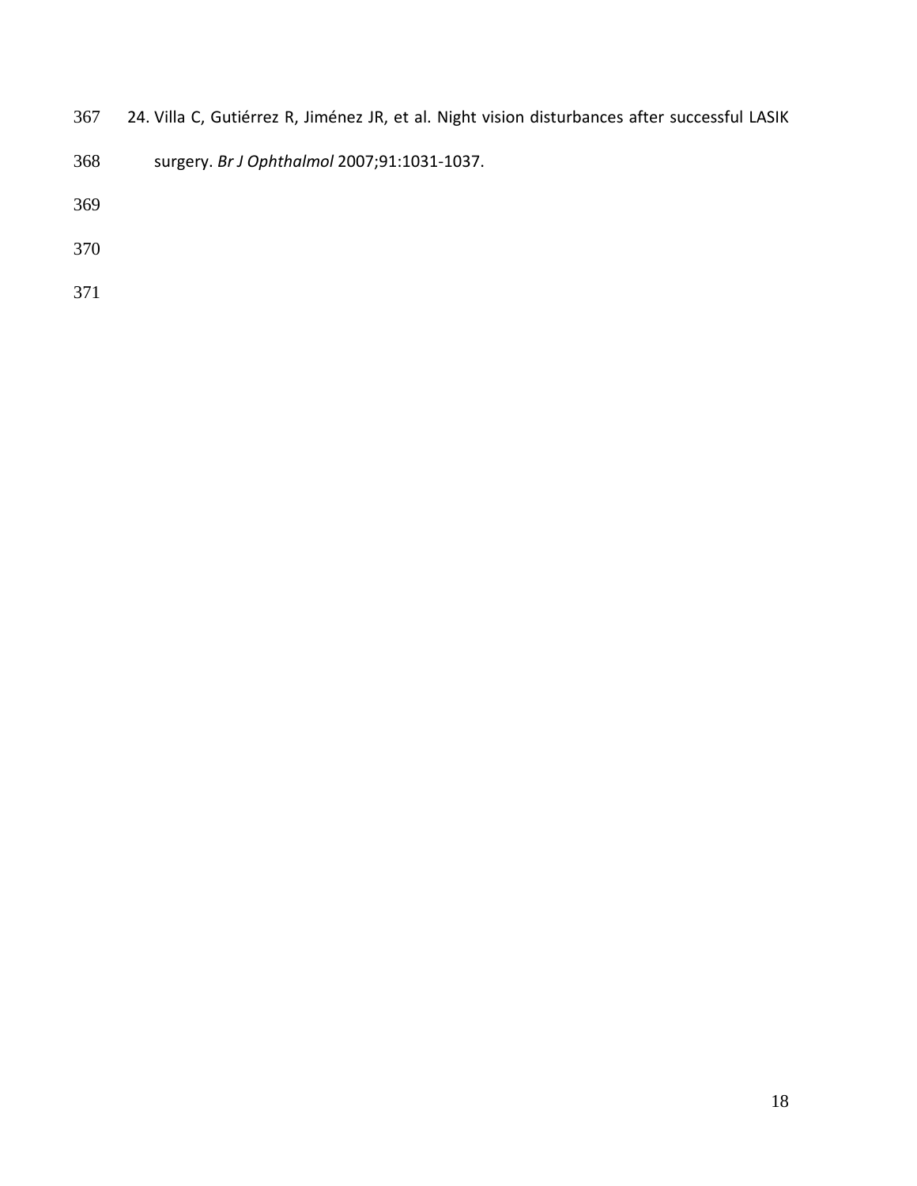24. Villa C, Gutiérrez R, Jiménez JR, et al. Night vision disturbances after successful LASIK surgery. *Br J Ophthalmol* 2007;91:1031-1037.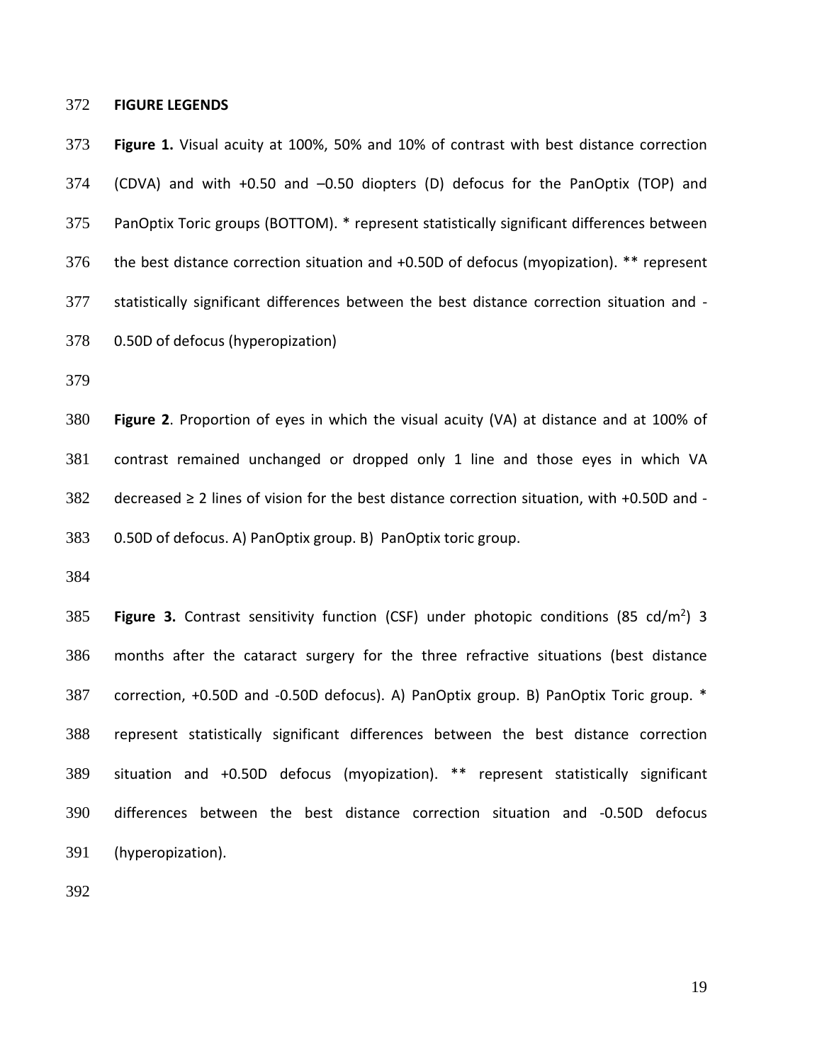**FIGURE LEGENDS**

**Figure 1.** Visual acuity at 100%, 50% and 10% of contrast with best distance correction (CDVA) and with +0.50 and –0.50 diopters (D) defocus for the PanOptix (TOP) and PanOptix Toric groups (BOTTOM). * represent statistically significant differences between the best distance correction situation and +0.50D of defocus (myopization). ** represent statistically significant differences between the best distance correction situation and -0.50D of defocus (hyperopization)

**Figure 2**. Proportion of eyes in which the visual acuity (VA) at distance and at 100% of contrast remained unchanged or dropped only 1 line and those eyes in which VA decreased ≥ 2 lines of vision for the best distance correction situation, with +0.50D and -0.50D of defocus. A) PanOptix group. B) PanOptix toric group.

**Figure 3.** Contrast sensitivity function (CSF) under photopic conditions (85 $cd/m^2$) 3 months after the cataract surgery for the three refractive situations (best distance correction, +0.50D and -0.50D defocus). A) PanOptix group. B) PanOptix Toric group. * represent statistically significant differences between the best distance correction situation and +0.50D defocus (myopization). ** represent statistically significant differences between the best distance correction situation and -0.50D defocus (hyperopization).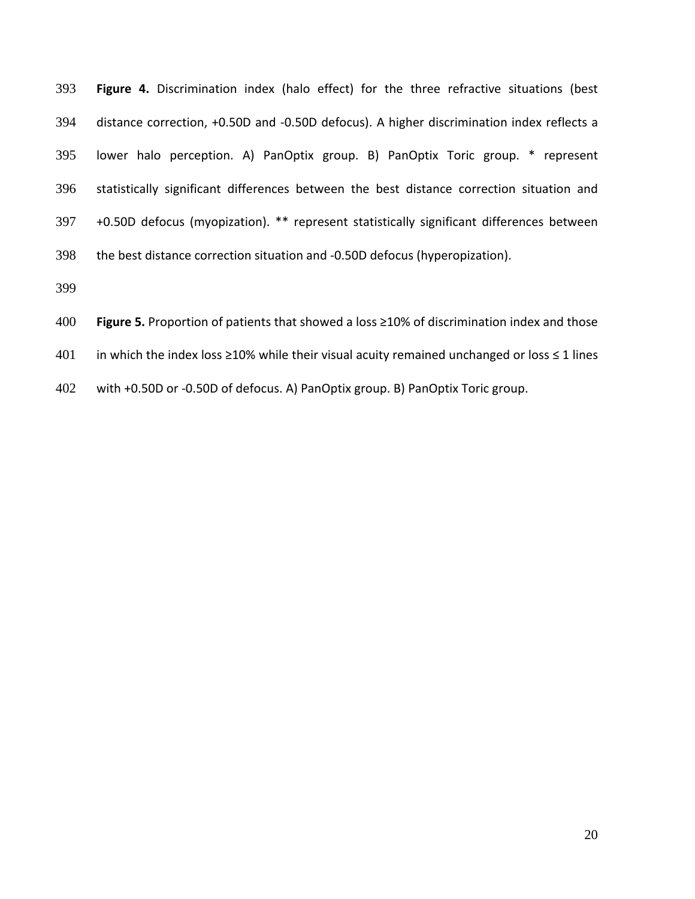**Figure 4.** Discrimination index (halo effect) for the three refractive situations (best distance correction, +0.50D and -0.50D defocus). A higher discrimination index reflects a lower halo perception. A) PanOptix group. B) PanOptix Toric group. * represent statistically significant differences between the best distance correction situation and +0.50D defocus (myopization). ** represent statistically significant differences between the best distance correction situation and -0.50D defocus (hyperopization).

**Figure 5.** Proportion of patients that showed a loss ≥10% of discrimination index and those in which the index loss ≥10% while their visual acuity remained unchanged or loss ≤ 1 lines with +0.50D or -0.50D of defocus. A) PanOptix group. B) PanOptix Toric group.